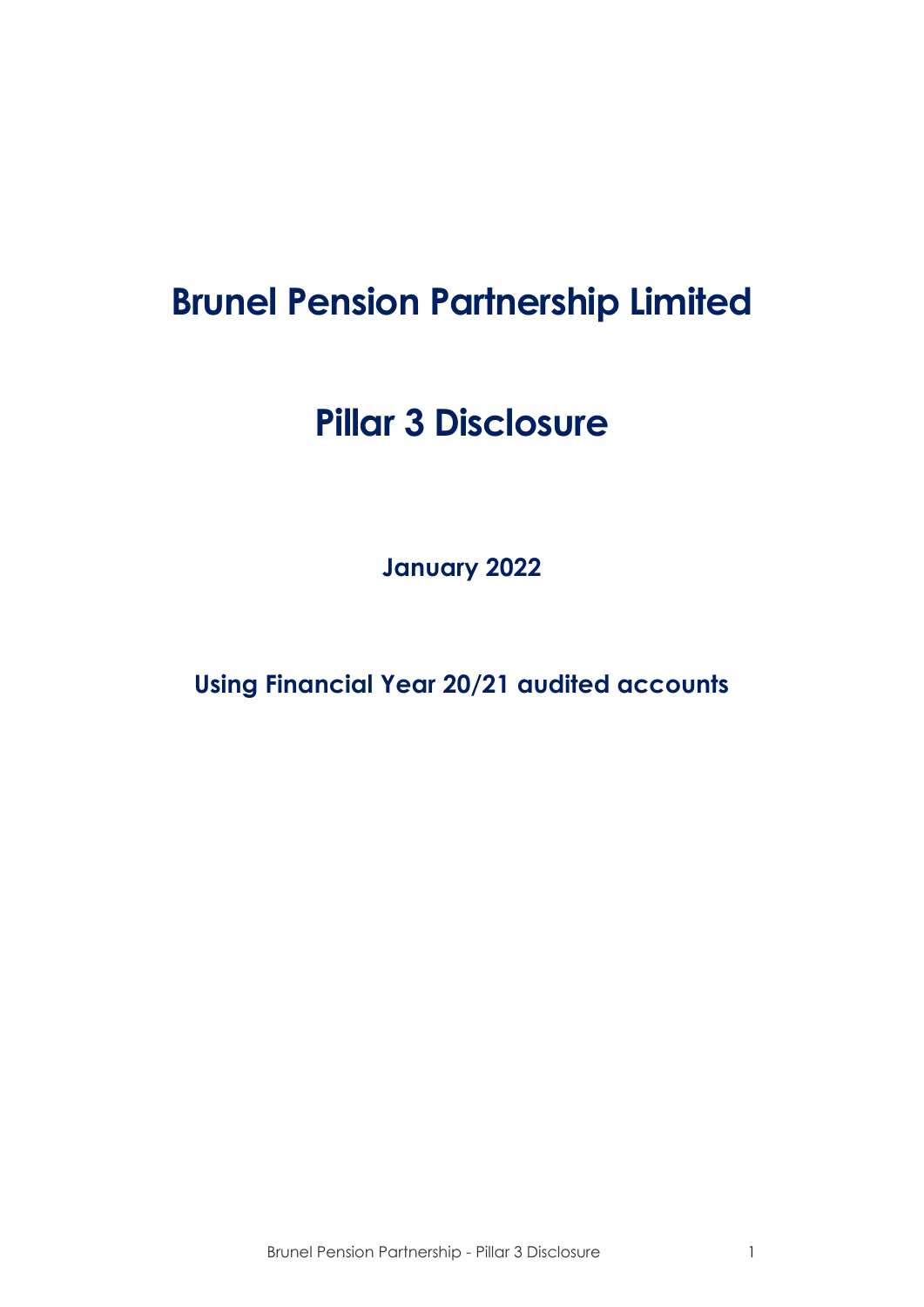# Brunel Pension Partnership Limited

# Pillar 3 Disclosure

**January 2022**

**Using Financial Year 20/21 audited accounts**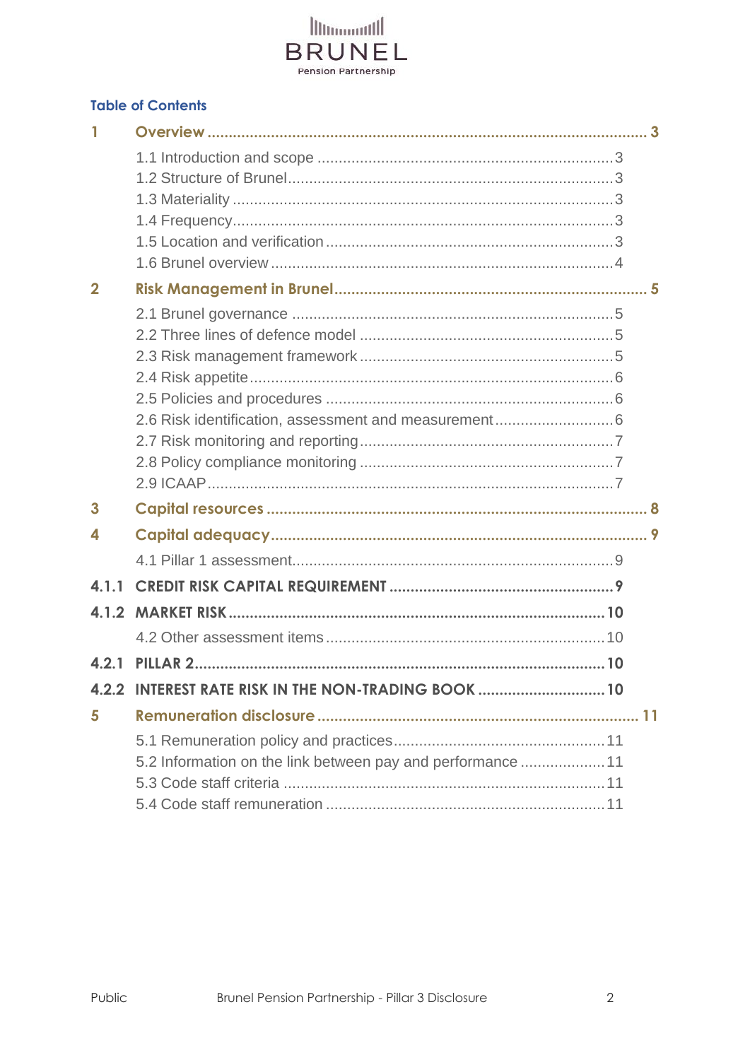BRUNEL
Pension Partnership

## Table of Contents

1 Overview ..... 3
- 1.1 Introduction and scope ..... 3
- 1.2 Structure of Brunel ..... 3
- 1.3 Materiality ..... 3
- 1.4 Frequency ..... 3
- 1.5 Location and verification ..... 3
- 1.6 Brunel overview ..... 4

2 Risk Management in Brunel ..... 5
- 2.1 Brunel governance ..... 5
- 2.2 Three lines of defence model ..... 5
- 2.3 Risk management framework ..... 5
- 2.4 Risk appetite ..... 6
- 2.5 Policies and procedures ..... 6
- 2.6 Risk identification, assessment and measurement ..... 6
- 2.7 Risk monitoring and reporting ..... 7
- 2.8 Policy compliance monitoring ..... 7
- 2.9 ICAAP ..... 7

3 Capital resources ..... 8

4 Capital adequacy ..... 9
- 4.1 Pillar 1 assessment ..... 9

4.1.1 CREDIT RISK CAPITAL REQUIREMENT ..... 9

4.1.2 MARKET RISK ..... 10
- 4.2 Other assessment items ..... 10

4.2.1 PILLAR 2 ..... 10

4.2.2 INTEREST RATE RISK IN THE NON-TRADING BOOK ..... 10

5 Remuneration disclosure ..... 11
- 5.1 Remuneration policy and practices ..... 11
- 5.2 Information on the link between pay and performance ..... 11
- 5.3 Code staff criteria ..... 11
- 5.4 Code staff remuneration ..... 11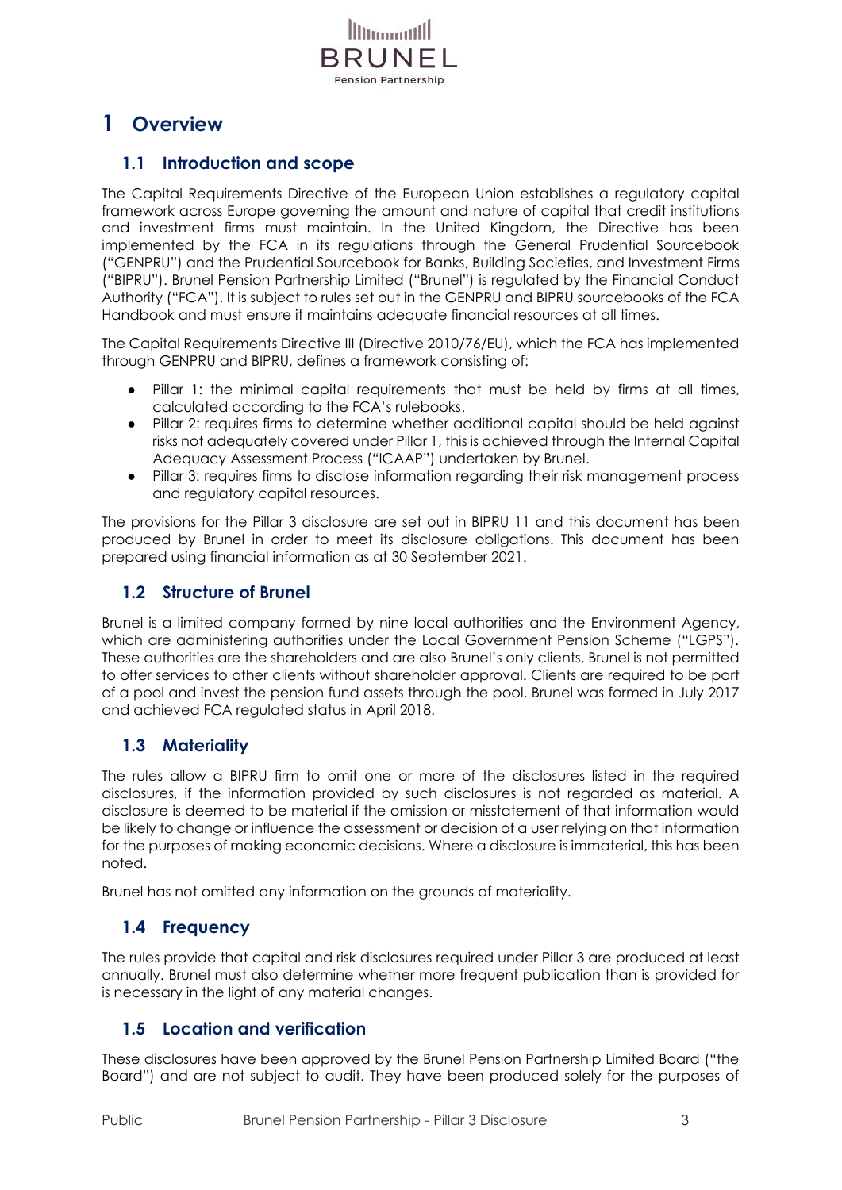# 1 Overview

## 1.1 Introduction and scope

The Capital Requirements Directive of the European Union establishes a regulatory capital framework across Europe governing the amount and nature of capital that credit institutions and investment firms must maintain. In the United Kingdom, the Directive has been implemented by the FCA in its regulations through the General Prudential Sourcebook ("GENPRU") and the Prudential Sourcebook for Banks, Building Societies, and Investment Firms ("BIPRU"). Brunel Pension Partnership Limited ("Brunel") is regulated by the Financial Conduct Authority ("FCA"). It is subject to rules set out in the GENPRU and BIPRU sourcebooks of the FCA Handbook and must ensure it maintains adequate financial resources at all times.

The Capital Requirements Directive III (Directive 2010/76/EU), which the FCA has implemented through GENPRU and BIPRU, defines a framework consisting of:

- Pillar 1: the minimal capital requirements that must be held by firms at all times, calculated according to the FCA's rulebooks.
- Pillar 2: requires firms to determine whether additional capital should be held against risks not adequately covered under Pillar 1, this is achieved through the Internal Capital Adequacy Assessment Process ("ICAAP") undertaken by Brunel.
- Pillar 3: requires firms to disclose information regarding their risk management process and regulatory capital resources.

The provisions for the Pillar 3 disclosure are set out in BIPRU 11 and this document has been produced by Brunel in order to meet its disclosure obligations. This document has been prepared using financial information as at 30 September 2021.

## 1.2 Structure of Brunel

Brunel is a limited company formed by nine local authorities and the Environment Agency, which are administering authorities under the Local Government Pension Scheme ("LGPS"). These authorities are the shareholders and are also Brunel's only clients. Brunel is not permitted to offer services to other clients without shareholder approval. Clients are required to be part of a pool and invest the pension fund assets through the pool. Brunel was formed in July 2017 and achieved FCA regulated status in April 2018.

## 1.3 Materiality

The rules allow a BIPRU firm to omit one or more of the disclosures listed in the required disclosures, if the information provided by such disclosures is not regarded as material. A disclosure is deemed to be material if the omission or misstatement of that information would be likely to change or influence the assessment or decision of a user relying on that information for the purposes of making economic decisions. Where a disclosure is immaterial, this has been noted.

Brunel has not omitted any information on the grounds of materiality.

## 1.4 Frequency

The rules provide that capital and risk disclosures required under Pillar 3 are produced at least annually. Brunel must also determine whether more frequent publication than is provided for is necessary in the light of any material changes.

## 1.5 Location and verification

These disclosures have been approved by the Brunel Pension Partnership Limited Board ("the Board") and are not subject to audit. They have been produced solely for the purposes of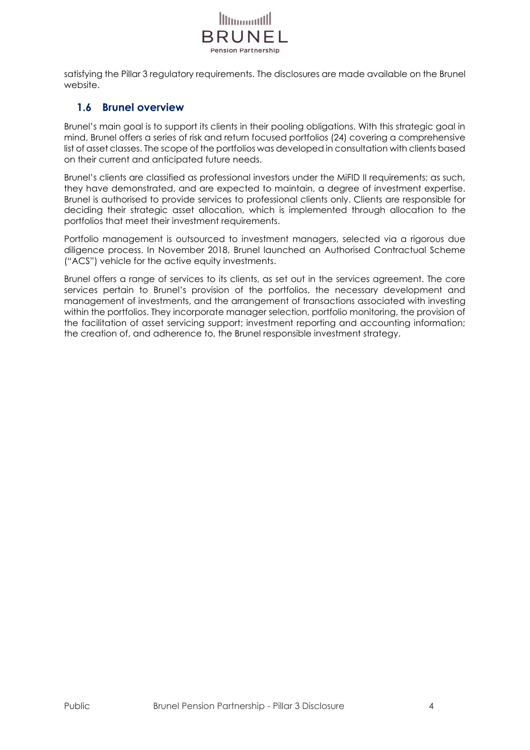satisfying the Pillar 3 regulatory requirements. The disclosures are made available on the Brunel website.

## 1.6 Brunel overview

Brunel's main goal is to support its clients in their pooling obligations. With this strategic goal in mind, Brunel offers a series of risk and return focused portfolios (24) covering a comprehensive list of asset classes. The scope of the portfolios was developed in consultation with clients based on their current and anticipated future needs.

Brunel's clients are classified as professional investors under the MiFID II requirements; as such, they have demonstrated, and are expected to maintain, a degree of investment expertise. Brunel is authorised to provide services to professional clients only. Clients are responsible for deciding their strategic asset allocation, which is implemented through allocation to the portfolios that meet their investment requirements.

Portfolio management is outsourced to investment managers, selected via a rigorous due diligence process. In November 2018, Brunel launched an Authorised Contractual Scheme ("ACS") vehicle for the active equity investments.

Brunel offers a range of services to its clients, as set out in the services agreement. The core services pertain to Brunel's provision of the portfolios, the necessary development and management of investments, and the arrangement of transactions associated with investing within the portfolios. They incorporate manager selection, portfolio monitoring, the provision of the facilitation of asset servicing support; investment reporting and accounting information; the creation of, and adherence to, the Brunel responsible investment strategy.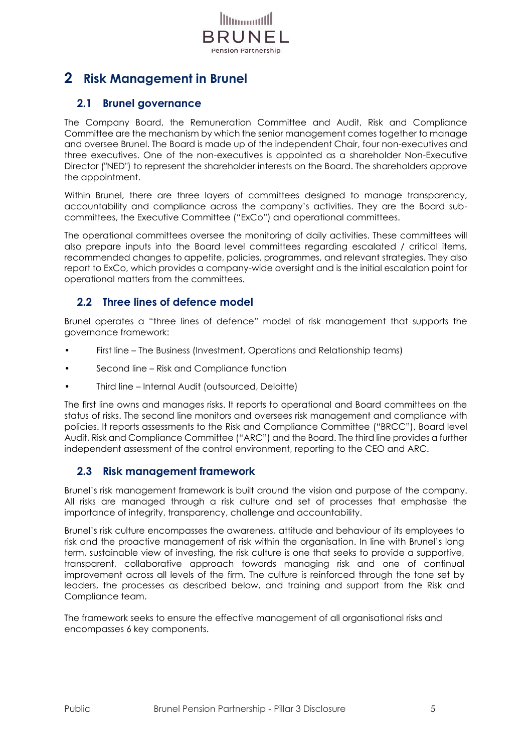# 2 Risk Management in Brunel

## 2.1 Brunel governance

The Company Board, the Remuneration Committee and Audit, Risk and Compliance Committee are the mechanism by which the senior management comes together to manage and oversee Brunel. The Board is made up of the independent Chair, four non-executives and three executives. One of the non-executives is appointed as a shareholder Non-Executive Director ("NED") to represent the shareholder interests on the Board. The shareholders approve the appointment.

Within Brunel, there are three layers of committees designed to manage transparency, accountability and compliance across the company's activities. They are the Board sub-committees, the Executive Committee ("ExCo") and operational committees.

The operational committees oversee the monitoring of daily activities. These committees will also prepare inputs into the Board level committees regarding escalated / critical items, recommended changes to appetite, policies, programmes, and relevant strategies. They also report to ExCo, which provides a company-wide oversight and is the initial escalation point for operational matters from the committees.

## 2.2 Three lines of defence model

Brunel operates a "three lines of defence" model of risk management that supports the governance framework:

- First line – The Business (Investment, Operations and Relationship teams)
- Second line – Risk and Compliance function
- Third line – Internal Audit (outsourced, Deloitte)

The first line owns and manages risks. It reports to operational and Board committees on the status of risks. The second line monitors and oversees risk management and compliance with policies. It reports assessments to the Risk and Compliance Committee ("BRCC"), Board level Audit, Risk and Compliance Committee ("ARC") and the Board. The third line provides a further independent assessment of the control environment, reporting to the CEO and ARC.

## 2.3 Risk management framework

Brunel's risk management framework is built around the vision and purpose of the company. All risks are managed through a risk culture and set of processes that emphasise the importance of integrity, transparency, challenge and accountability.

Brunel's risk culture encompasses the awareness, attitude and behaviour of its employees to risk and the proactive management of risk within the organisation. In line with Brunel's long term, sustainable view of investing, the risk culture is one that seeks to provide a supportive, transparent, collaborative approach towards managing risk and one of continual improvement across all levels of the firm. The culture is reinforced through the tone set by leaders, the processes as described below, and training and support from the Risk and Compliance team.

The framework seeks to ensure the effective management of all organisational risks and encompasses 6 key components.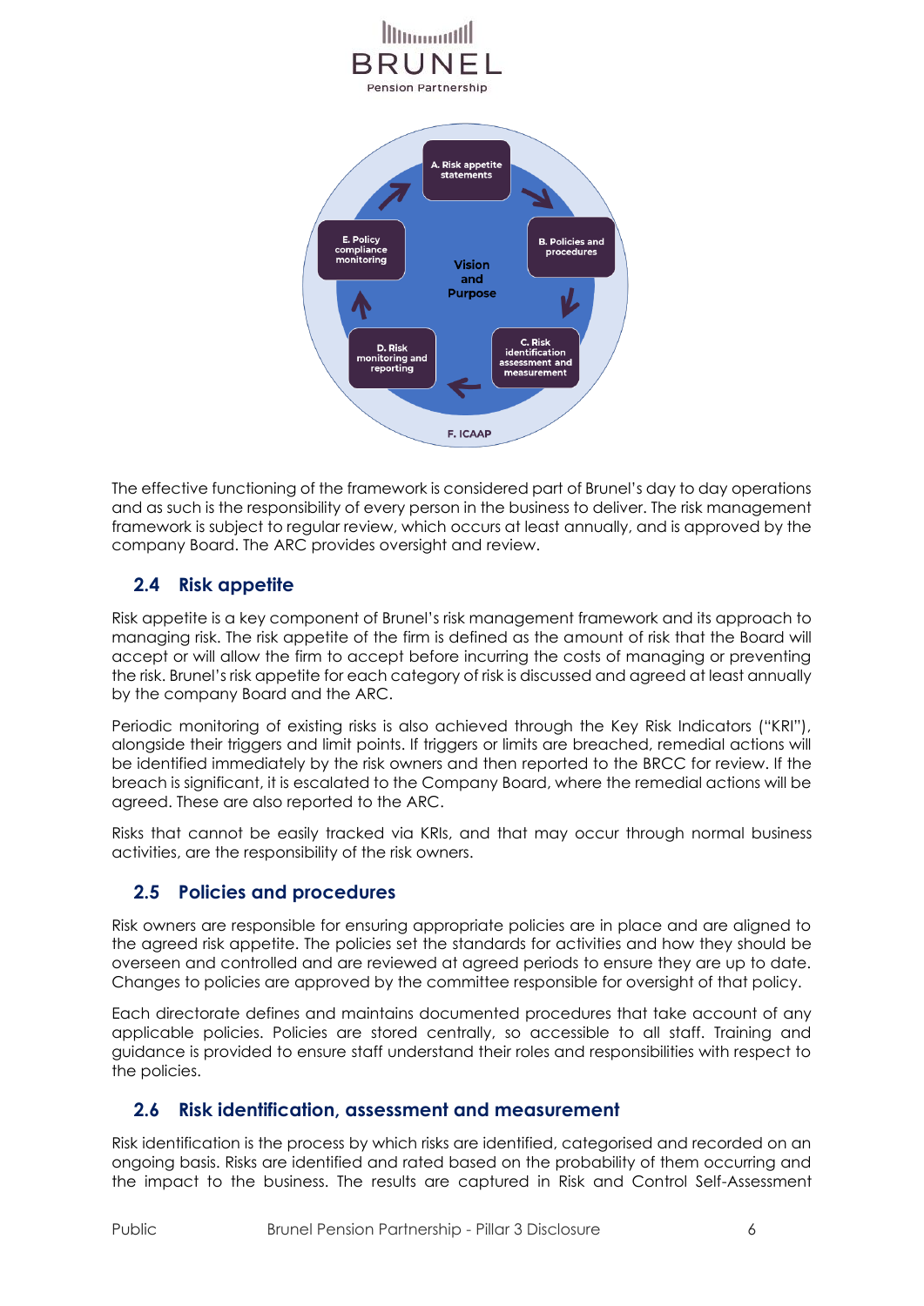The effective functioning of the framework is considered part of Brunel's day to day operations and as such is the responsibility of every person in the business to deliver. The risk management framework is subject to regular review, which occurs at least annually, and is approved by the company Board. The ARC provides oversight and review.

## 2.4 Risk appetite

Risk appetite is a key component of Brunel's risk management framework and its approach to managing risk. The risk appetite of the firm is defined as the amount of risk that the Board will accept or will allow the firm to accept before incurring the costs of managing or preventing the risk. Brunel's risk appetite for each category of risk is discussed and agreed at least annually by the company Board and the ARC.

Periodic monitoring of existing risks is also achieved through the Key Risk Indicators ("KRI"), alongside their triggers and limit points. If triggers or limits are breached, remedial actions will be identified immediately by the risk owners and then reported to the BRCC for review. If the breach is significant, it is escalated to the Company Board, where the remedial actions will be agreed. These are also reported to the ARC.

Risks that cannot be easily tracked via KRIs, and that may occur through normal business activities, are the responsibility of the risk owners.

## 2.5 Policies and procedures

Risk owners are responsible for ensuring appropriate policies are in place and are aligned to the agreed risk appetite. The policies set the standards for activities and how they should be overseen and controlled and are reviewed at agreed periods to ensure they are up to date. Changes to policies are approved by the committee responsible for oversight of that policy.

Each directorate defines and maintains documented procedures that take account of any applicable policies. Policies are stored centrally, so accessible to all staff. Training and guidance is provided to ensure staff understand their roles and responsibilities with respect to the policies.

## 2.6 Risk identification, assessment and measurement

Risk identification is the process by which risks are identified, categorised and recorded on an ongoing basis. Risks are identified and rated based on the probability of them occurring and the impact to the business. The results are captured in Risk and Control Self-Assessment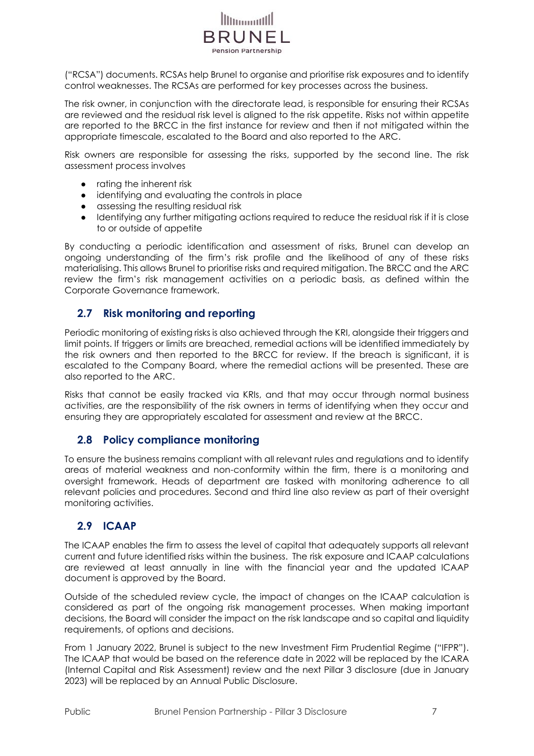("RCSA") documents. RCSAs help Brunel to organise and prioritise risk exposures and to identify control weaknesses. The RCSAs are performed for key processes across the business.

The risk owner, in conjunction with the directorate lead, is responsible for ensuring their RCSAs are reviewed and the residual risk level is aligned to the risk appetite. Risks not within appetite are reported to the BRCC in the first instance for review and then if not mitigated within the appropriate timescale, escalated to the Board and also reported to the ARC.

Risk owners are responsible for assessing the risks, supported by the second line. The risk assessment process involves

- rating the inherent risk
- identifying and evaluating the controls in place
- assessing the resulting residual risk
- Identifying any further mitigating actions required to reduce the residual risk if it is close to or outside of appetite

By conducting a periodic identification and assessment of risks, Brunel can develop an ongoing understanding of the firm's risk profile and the likelihood of any of these risks materialising. This allows Brunel to prioritise risks and required mitigation. The BRCC and the ARC review the firm's risk management activities on a periodic basis, as defined within the Corporate Governance framework.

## 2.7 Risk monitoring and reporting

Periodic monitoring of existing risks is also achieved through the KRI, alongside their triggers and limit points. If triggers or limits are breached, remedial actions will be identified immediately by the risk owners and then reported to the BRCC for review. If the breach is significant, it is escalated to the Company Board, where the remedial actions will be presented. These are also reported to the ARC.

Risks that cannot be easily tracked via KRIs, and that may occur through normal business activities, are the responsibility of the risk owners in terms of identifying when they occur and ensuring they are appropriately escalated for assessment and review at the BRCC.

## 2.8 Policy compliance monitoring

To ensure the business remains compliant with all relevant rules and regulations and to identify areas of material weakness and non-conformity within the firm, there is a monitoring and oversight framework. Heads of department are tasked with monitoring adherence to all relevant policies and procedures. Second and third line also review as part of their oversight monitoring activities.

## 2.9 ICAAP

The ICAAP enables the firm to assess the level of capital that adequately supports all relevant current and future identified risks within the business. The risk exposure and ICAAP calculations are reviewed at least annually in line with the financial year and the updated ICAAP document is approved by the Board.

Outside of the scheduled review cycle, the impact of changes on the ICAAP calculation is considered as part of the ongoing risk management processes. When making important decisions, the Board will consider the impact on the risk landscape and so capital and liquidity requirements, of options and decisions.

From 1 January 2022, Brunel is subject to the new Investment Firm Prudential Regime ("IFPR"). The ICAAP that would be based on the reference date in 2022 will be replaced by the ICARA (Internal Capital and Risk Assessment) review and the next Pillar 3 disclosure (due in January 2023) will be replaced by an Annual Public Disclosure.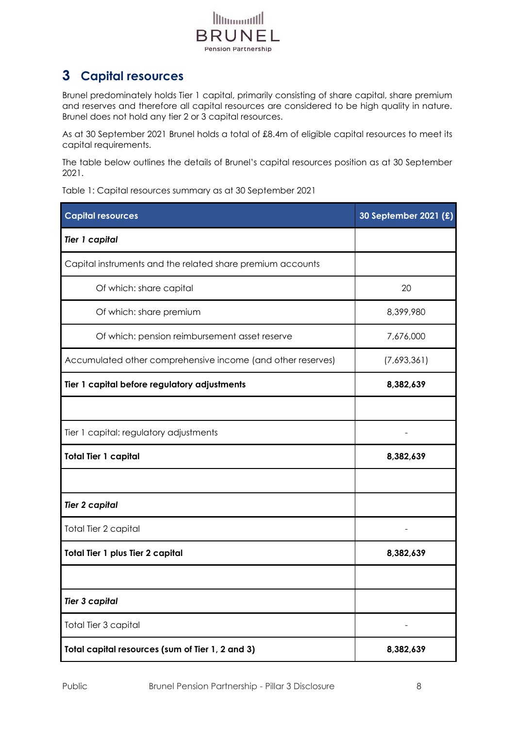# 3 Capital resources

Brunel predominately holds Tier 1 capital, primarily consisting of share capital, share premium and reserves and therefore all capital resources are considered to be high quality in nature. Brunel does not hold any tier 2 or 3 capital resources.

As at 30 September 2021 Brunel holds a total of £8.4m of eligible capital resources to meet its capital requirements.

The table below outlines the details of Brunel's capital resources position as at 30 September 2021.

Table 1: Capital resources summary as at 30 September 2021

| Capital resources | 30 September 2021 (£) |
|---|---|
| ***Tier 1 capital*** | |
| Capital instruments and the related share premium accounts | |
| Of which: share capital | 20 |
| Of which: share premium | 8,399,980 |
| Of which: pension reimbursement asset reserve | 7,676,000 |
| Accumulated other comprehensive income (and other reserves) | (7,693,361) |
| **Tier 1 capital before regulatory adjustments** | **8,382,639** |
| | |
| Tier 1 capital: regulatory adjustments | - |
| **Total Tier 1 capital** | **8,382,639** |
| | |
| ***Tier 2 capital*** | |
| Total Tier 2 capital | - |
| **Total Tier 1 plus Tier 2 capital** | **8,382,639** |
| | |
| ***Tier 3 capital*** | |
| Total Tier 3 capital | - |
| **Total capital resources (sum of Tier 1, 2 and 3)** | **8,382,639** |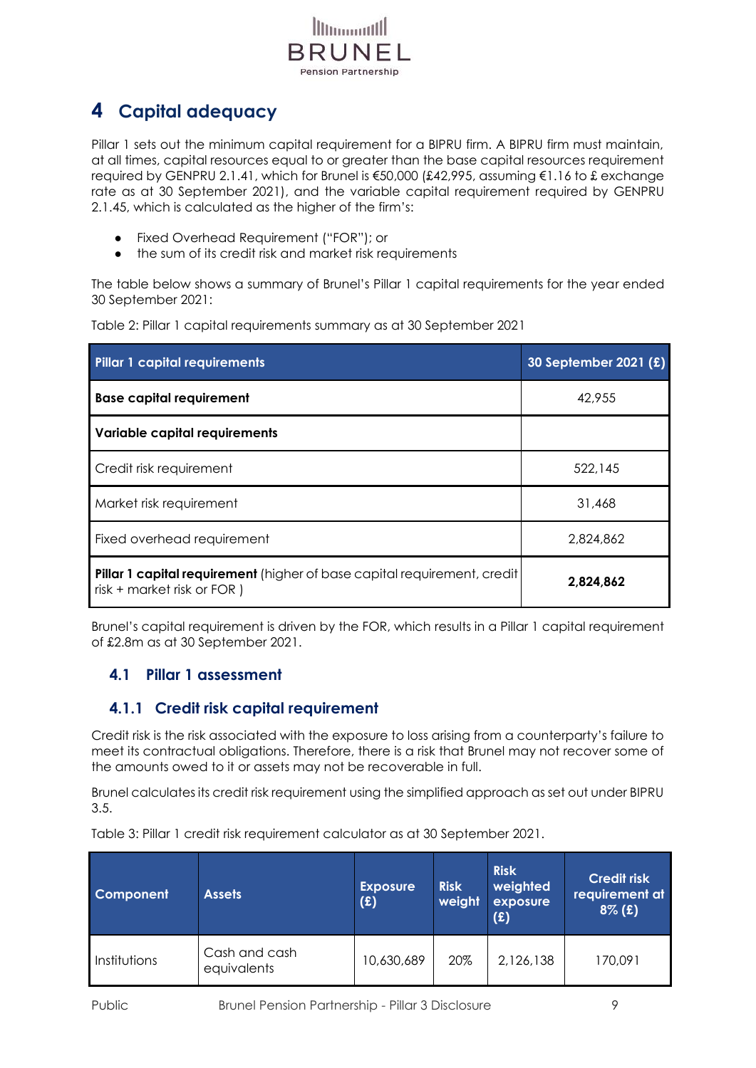# 4 Capital adequacy

Pillar 1 sets out the minimum capital requirement for a BIPRU firm. A BIPRU firm must maintain, at all times, capital resources equal to or greater than the base capital resources requirement required by GENPRU 2.1.41, which for Brunel is €50,000 (£42,995, assuming €1.16 to £ exchange rate as at 30 September 2021), and the variable capital requirement required by GENPRU 2.1.45, which is calculated as the higher of the firm's:

- Fixed Overhead Requirement ("FOR"); or
- the sum of its credit risk and market risk requirements

The table below shows a summary of Brunel's Pillar 1 capital requirements for the year ended 30 September 2021:

Table 2: Pillar 1 capital requirements summary as at 30 September 2021

| Pillar 1 capital requirements | 30 September 2021 (£) |
|---|---|
| **Base capital requirement** | 42,955 |
| **Variable capital requirements** | |
| Credit risk requirement | 522,145 |
| Market risk requirement | 31,468 |
| Fixed overhead requirement | 2,824,862 |
| **Pillar 1 capital requirement** (higher of base capital requirement, credit risk + market risk or FOR ) | **2,824,862** |

Brunel's capital requirement is driven by the FOR, which results in a Pillar 1 capital requirement of £2.8m as at 30 September 2021.

## 4.1 Pillar 1 assessment

### 4.1.1 Credit risk capital requirement

Credit risk is the risk associated with the exposure to loss arising from a counterparty's failure to meet its contractual obligations. Therefore, there is a risk that Brunel may not recover some of the amounts owed to it or assets may not be recoverable in full.

Brunel calculates its credit risk requirement using the simplified approach as set out under BIPRU 3.5.

Table 3: Pillar 1 credit risk requirement calculator as at 30 September 2021.

| Component | Assets | Exposure (£) | Risk weight | Risk weighted exposure (£) | Credit risk requirement at 8% (£) |
|---|---|---|---|---|---|
| Institutions | Cash and cash equivalents | 10,630,689 | 20% | 2,126,138 | 170,091 |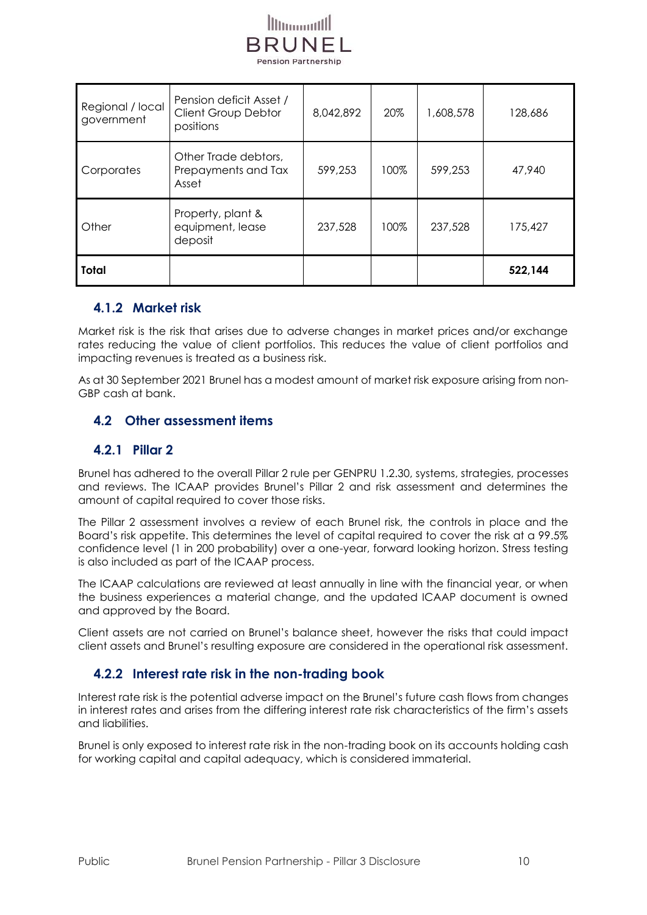| Regional / local government | Pension deficit Asset / Client Group Debtor positions | 8,042,892 | 20% | 1,608,578 | 128,686 |
|---|---|---|---|---|---|
| Corporates | Other Trade debtors, Prepayments and Tax Asset | 599,253 | 100% | 599,253 | 47,940 |
| Other | Property, plant & equipment, lease deposit | 237,528 | 100% | 237,528 | 175,427 |
| **Total** | | | | | **522,144** |

### 4.1.2 Market risk

Market risk is the risk that arises due to adverse changes in market prices and/or exchange rates reducing the value of client portfolios. This reduces the value of client portfolios and impacting revenues is treated as a business risk.

As at 30 September 2021 Brunel has a modest amount of market risk exposure arising from non-GBP cash at bank.

## 4.2 Other assessment items

### 4.2.1 Pillar 2

Brunel has adhered to the overall Pillar 2 rule per GENPRU 1.2.30, systems, strategies, processes and reviews. The ICAAP provides Brunel's Pillar 2 and risk assessment and determines the amount of capital required to cover those risks.

The Pillar 2 assessment involves a review of each Brunel risk, the controls in place and the Board's risk appetite. This determines the level of capital required to cover the risk at a 99.5% confidence level (1 in 200 probability) over a one-year, forward looking horizon. Stress testing is also included as part of the ICAAP process.

The ICAAP calculations are reviewed at least annually in line with the financial year, or when the business experiences a material change, and the updated ICAAP document is owned and approved by the Board.

Client assets are not carried on Brunel's balance sheet, however the risks that could impact client assets and Brunel's resulting exposure are considered in the operational risk assessment.

### 4.2.2 Interest rate risk in the non-trading book

Interest rate risk is the potential adverse impact on the Brunel's future cash flows from changes in interest rates and arises from the differing interest rate risk characteristics of the firm's assets and liabilities.

Brunel is only exposed to interest rate risk in the non-trading book on its accounts holding cash for working capital and capital adequacy, which is considered immaterial.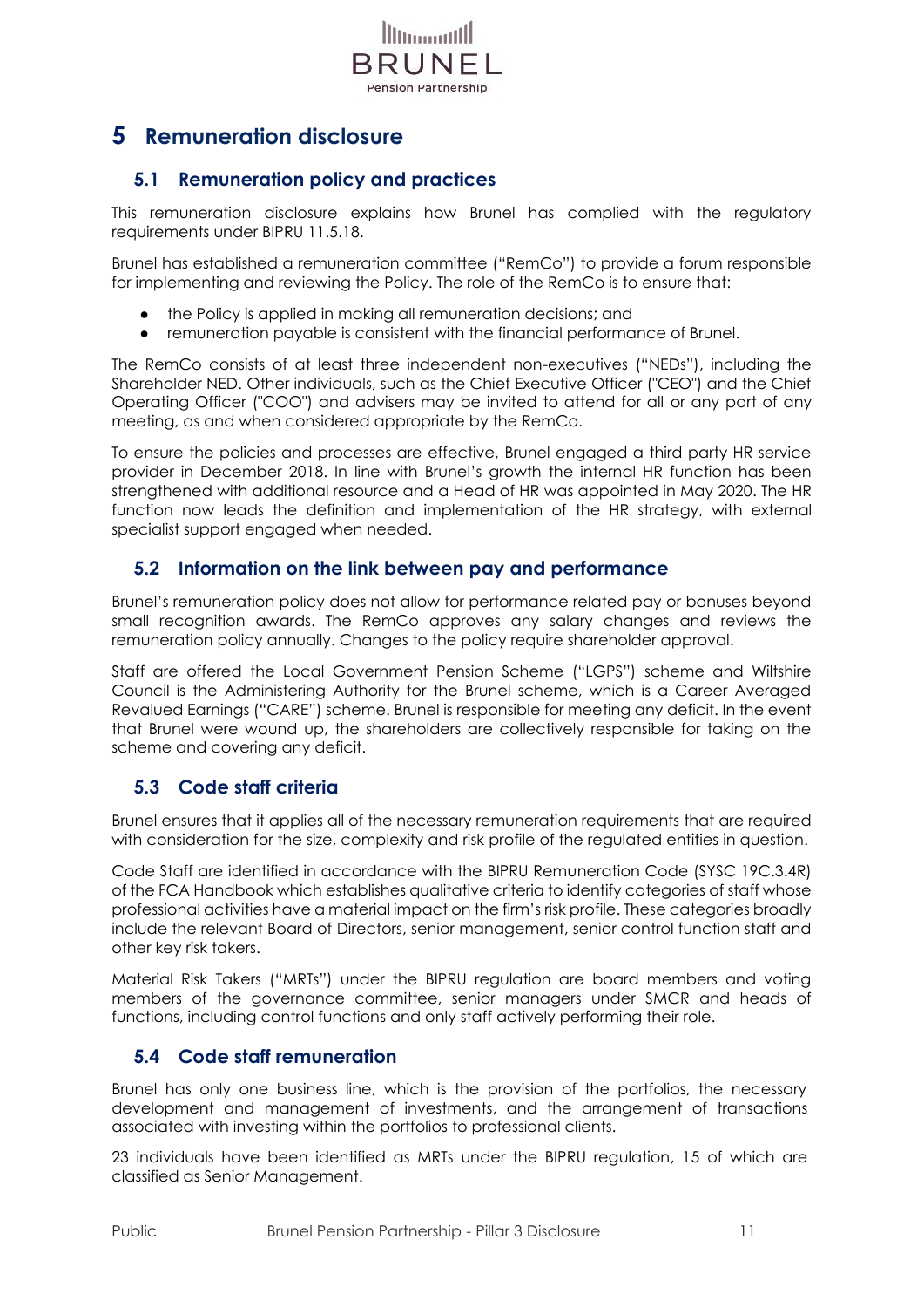# 5 Remuneration disclosure

## 5.1 Remuneration policy and practices

This remuneration disclosure explains how Brunel has complied with the regulatory requirements under BIPRU 11.5.18.

Brunel has established a remuneration committee ("RemCo") to provide a forum responsible for implementing and reviewing the Policy. The role of the RemCo is to ensure that:

- the Policy is applied in making all remuneration decisions; and
- remuneration payable is consistent with the financial performance of Brunel.

The RemCo consists of at least three independent non-executives ("NEDs"), including the Shareholder NED. Other individuals, such as the Chief Executive Officer ("CEO") and the Chief Operating Officer ("COO") and advisers may be invited to attend for all or any part of any meeting, as and when considered appropriate by the RemCo.

To ensure the policies and processes are effective, Brunel engaged a third party HR service provider in December 2018. In line with Brunel's growth the internal HR function has been strengthened with additional resource and a Head of HR was appointed in May 2020. The HR function now leads the definition and implementation of the HR strategy, with external specialist support engaged when needed.

## 5.2 Information on the link between pay and performance

Brunel's remuneration policy does not allow for performance related pay or bonuses beyond small recognition awards. The RemCo approves any salary changes and reviews the remuneration policy annually. Changes to the policy require shareholder approval.

Staff are offered the Local Government Pension Scheme ("LGPS") scheme and Wiltshire Council is the Administering Authority for the Brunel scheme, which is a Career Averaged Revalued Earnings ("CARE") scheme. Brunel is responsible for meeting any deficit. In the event that Brunel were wound up, the shareholders are collectively responsible for taking on the scheme and covering any deficit.

## 5.3 Code staff criteria

Brunel ensures that it applies all of the necessary remuneration requirements that are required with consideration for the size, complexity and risk profile of the regulated entities in question.

Code Staff are identified in accordance with the BIPRU Remuneration Code (SYSC 19C.3.4R) of the FCA Handbook which establishes qualitative criteria to identify categories of staff whose professional activities have a material impact on the firm's risk profile. These categories broadly include the relevant Board of Directors, senior management, senior control function staff and other key risk takers.

Material Risk Takers ("MRTs") under the BIPRU regulation are board members and voting members of the governance committee, senior managers under SMCR and heads of functions, including control functions and only staff actively performing their role.

## 5.4 Code staff remuneration

Brunel has only one business line, which is the provision of the portfolios, the necessary development and management of investments, and the arrangement of transactions associated with investing within the portfolios to professional clients.

23 individuals have been identified as MRTs under the BIPRU regulation, 15 of which are classified as Senior Management.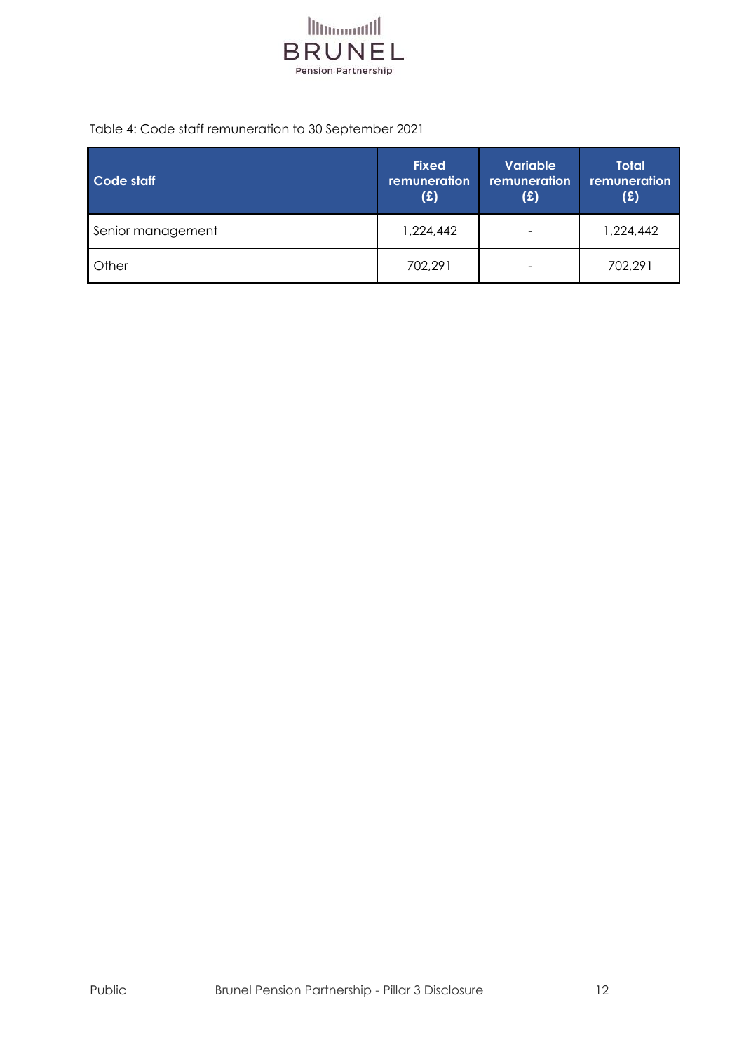Table 4: Code staff remuneration to 30 September 2021

| Code staff | Fixed remuneration (£) | Variable remuneration (£) | Total remuneration (£) |
|---|---|---|---|
| Senior management | 1,224,442 | - | 1,224,442 |
| Other | 702,291 | - | 702,291 |